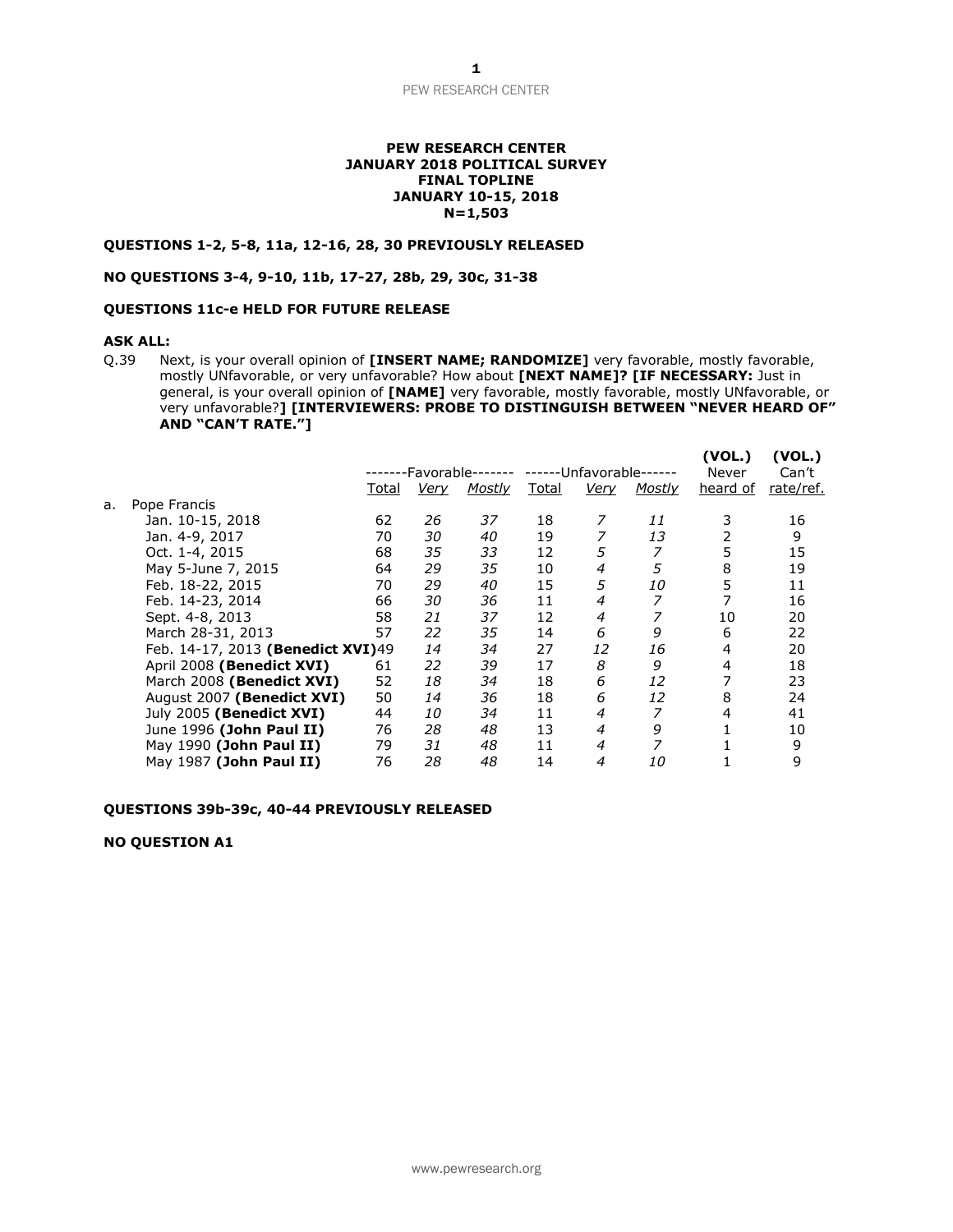**PEW RESEARCH CENTER**
**JANUARY 2018 POLITICAL SURVEY**
**FINAL TOPLINE**
**JANUARY 10-15, 2018**
**N=1,503**

**QUESTIONS 1-2, 5-8, 11a, 12-16, 28, 30 PREVIOUSLY RELEASED**

**NO QUESTIONS 3-4, 9-10, 11b, 17-27, 28b, 29, 30c, 31-38**

**QUESTIONS 11c-e HELD FOR FUTURE RELEASE**

**ASK ALL:**

Q.39 Next, is your overall opinion of **[INSERT NAME; RANDOMIZE]** very favorable, mostly favorable, mostly UNfavorable, or very unfavorable? How about **[NEXT NAME]? [IF NECESSARY:** Just in general, is your overall opinion of **[NAME]** very favorable, mostly favorable, mostly UNfavorable, or very unfavorable?**] [INTERVIEWERS: PROBE TO DISTINGUISH BETWEEN "NEVER HEARD OF" AND "CAN'T RATE."]**

| | -------Favorable------- | | | ------Unfavorable------ | | | (VOL.) Never | (VOL.) Can't |
|---|---|---|---|---|---|---|---|---|
| | Total | *Very* | *Mostly* | Total | *Very* | *Mostly* | heard of | rate/ref. |
| a. Pope Francis | | | | | | | | |
| Jan. 10-15, 2018 | 62 | *26* | *37* | 18 | *7* | *11* | 3 | 16 |
| Jan. 4-9, 2017 | 70 | *30* | *40* | 19 | *7* | *13* | 2 | 9 |
| Oct. 1-4, 2015 | 68 | *35* | *33* | 12 | *5* | *7* | 5 | 15 |
| May 5-June 7, 2015 | 64 | *29* | *35* | 10 | *4* | *5* | 8 | 19 |
| Feb. 18-22, 2015 | 70 | *29* | *40* | 15 | *5* | *10* | 5 | 11 |
| Feb. 14-23, 2014 | 66 | *30* | *36* | 11 | *4* | *7* | 7 | 16 |
| Sept. 4-8, 2013 | 58 | *21* | *37* | 12 | *4* | *7* | 10 | 20 |
| March 28-31, 2013 | 57 | *22* | *35* | 14 | *6* | *9* | 6 | 22 |
| Feb. 14-17, 2013 **(Benedict XVI)** | 49 | *14* | *34* | 27 | *12* | *16* | 4 | 20 |
| April 2008 **(Benedict XVI)** | 61 | *22* | *39* | 17 | *8* | *9* | 4 | 18 |
| March 2008 **(Benedict XVI)** | 52 | *18* | *34* | 18 | *6* | *12* | 7 | 23 |
| August 2007 **(Benedict XVI)** | 50 | *14* | *36* | 18 | *6* | *12* | 8 | 24 |
| July 2005 **(Benedict XVI)** | 44 | *10* | *34* | 11 | *4* | *7* | 4 | 41 |
| June 1996 **(John Paul II)** | 76 | *28* | *48* | 13 | *4* | *9* | 1 | 10 |
| May 1990 **(John Paul II)** | 79 | *31* | *48* | 11 | *4* | *7* | 1 | 9 |
| May 1987 **(John Paul II)** | 76 | *28* | *48* | 14 | *4* | *10* | 1 | 9 |

**QUESTIONS 39b-39c, 40-44 PREVIOUSLY RELEASED**

**NO QUESTION A1**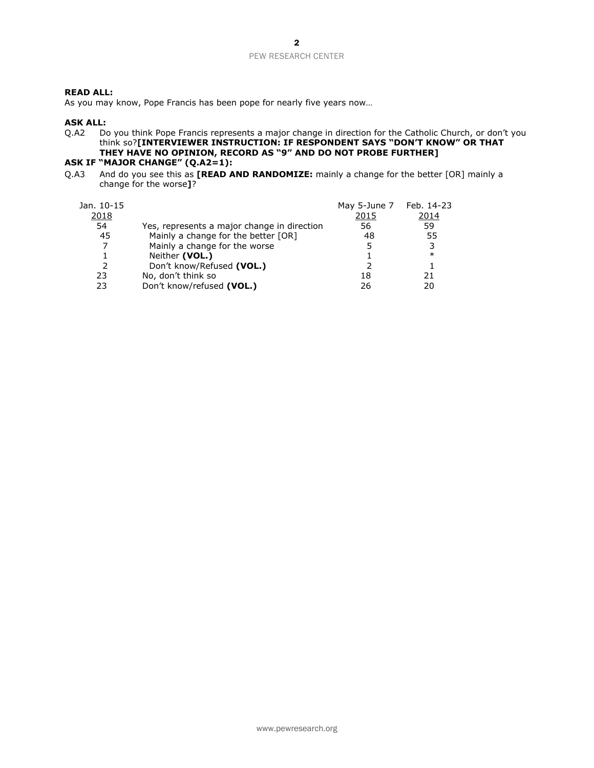**READ ALL:**
As you may know, Pope Francis has been pope for nearly five years now…

**ASK ALL:**
Q.A2 Do you think Pope Francis represents a major change in direction for the Catholic Church, or don't you think so?**[INTERVIEWER INSTRUCTION: IF RESPONDENT SAYS "DON'T KNOW" OR THAT THEY HAVE NO OPINION, RECORD AS "9" AND DO NOT PROBE FURTHER]**

**ASK IF "MAJOR CHANGE" (Q.A2=1):**
Q.A3 And do you see this as **[READ AND RANDOMIZE:** mainly a change for the better [OR] mainly a change for the worse**]**?

| Jan. 10-15 2018 | | May 5-June 7 2015 | Feb. 14-23 2014 |
|---|---|---|---|
| 54 | Yes, represents a major change in direction | 56 | 59 |
| 45 | Mainly a change for the better [OR] | 48 | 55 |
| 7 | Mainly a change for the worse | 5 | 3 |
| 1 | Neither **(VOL.)** | 1 | * |
| 2 | Don't know/Refused **(VOL.)** | 2 | 1 |
| 23 | No, don't think so | 18 | 21 |
| 23 | Don't know/refused **(VOL.)** | 26 | 20 |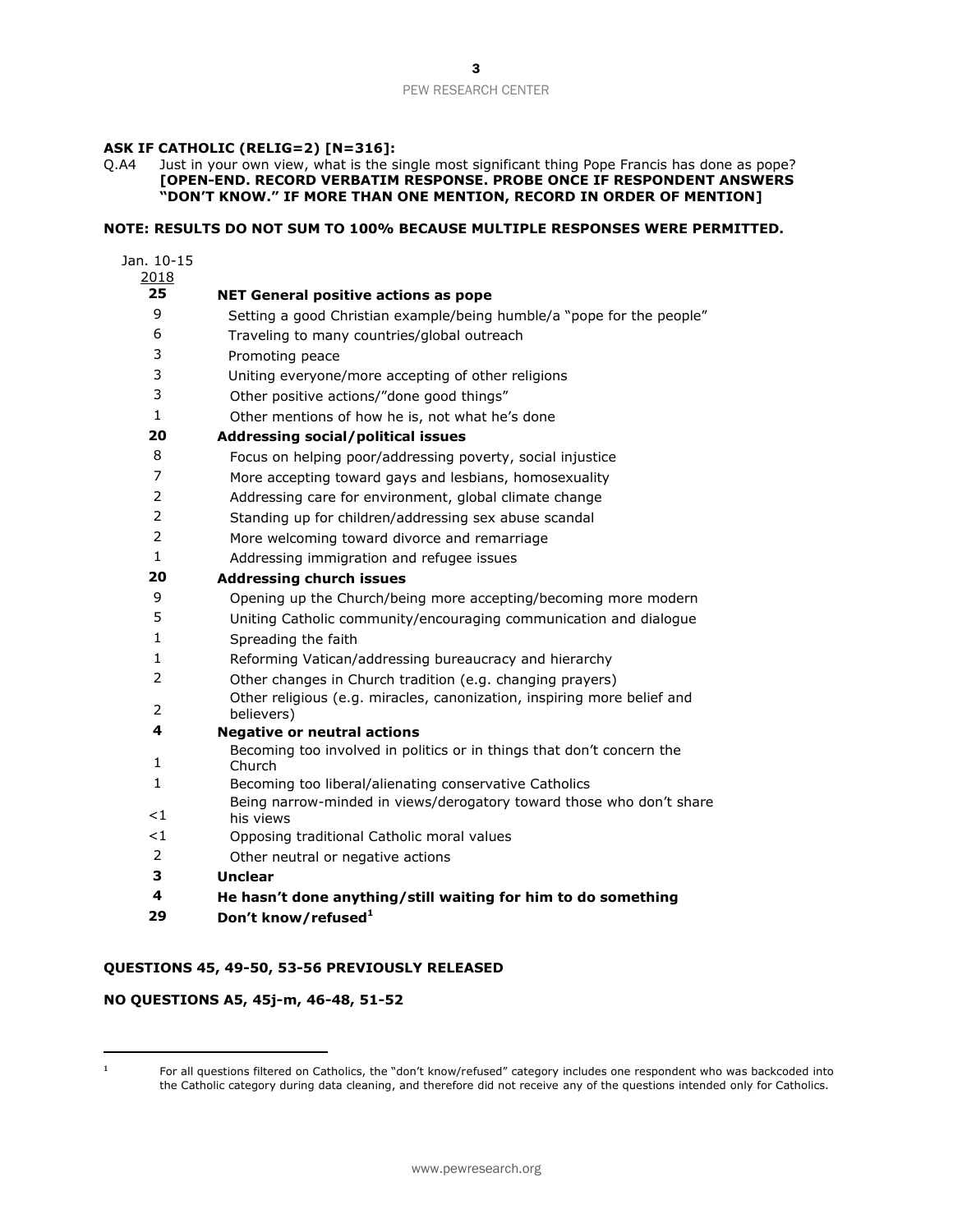**ASK IF CATHOLIC (RELIG=2) [N=316]:**

Q.A4 Just in your own view, what is the single most significant thing Pope Francis has done as pope? **[OPEN-END. RECORD VERBATIM RESPONSE. PROBE ONCE IF RESPONDENT ANSWERS "DON'T KNOW." IF MORE THAN ONE MENTION, RECORD IN ORDER OF MENTION]**

**NOTE: RESULTS DO NOT SUM TO 100% BECAUSE MULTIPLE RESPONSES WERE PERMITTED.**

| Jan. 10-15 2018 | |
|---|---|
| **25** | **NET General positive actions as pope** |
| 9 | Setting a good Christian example/being humble/a "pope for the people" |
| 6 | Traveling to many countries/global outreach |
| 3 | Promoting peace |
| 3 | Uniting everyone/more accepting of other religions |
| 3 | Other positive actions/"done good things" |
| 1 | Other mentions of how he is, not what he's done |
| **20** | **Addressing social/political issues** |
| 8 | Focus on helping poor/addressing poverty, social injustice |
| 7 | More accepting toward gays and lesbians, homosexuality |
| 2 | Addressing care for environment, global climate change |
| 2 | Standing up for children/addressing sex abuse scandal |
| 2 | More welcoming toward divorce and remarriage |
| 1 | Addressing immigration and refugee issues |
| **20** | **Addressing church issues** |
| 9 | Opening up the Church/being more accepting/becoming more modern |
| 5 | Uniting Catholic community/encouraging communication and dialogue |
| 1 | Spreading the faith |
| 1 | Reforming Vatican/addressing bureaucracy and hierarchy |
| 2 | Other changes in Church tradition (e.g. changing prayers) |
| 2 | Other religious (e.g. miracles, canonization, inspiring more belief and believers) |
| **4** | **Negative or neutral actions** |
| 1 | Becoming too involved in politics or in things that don't concern the Church |
| 1 | Becoming too liberal/alienating conservative Catholics |
| <1 | Being narrow-minded in views/derogatory toward those who don't share his views |
| <1 | Opposing traditional Catholic moral values |
| 2 | Other neutral or negative actions |
| **3** | **Unclear** |
| **4** | **He hasn't done anything/still waiting for him to do something** |
| **29** | **Don't know/refused[1]** |

**QUESTIONS 45, 49-50, 53-56 PREVIOUSLY RELEASED**

**NO QUESTIONS A5, 45j-m, 46-48, 51-52**

---

[1] For all questions filtered on Catholics, the "don't know/refused" category includes one respondent who was backcoded into the Catholic category during data cleaning, and therefore did not receive any of the questions intended only for Catholics.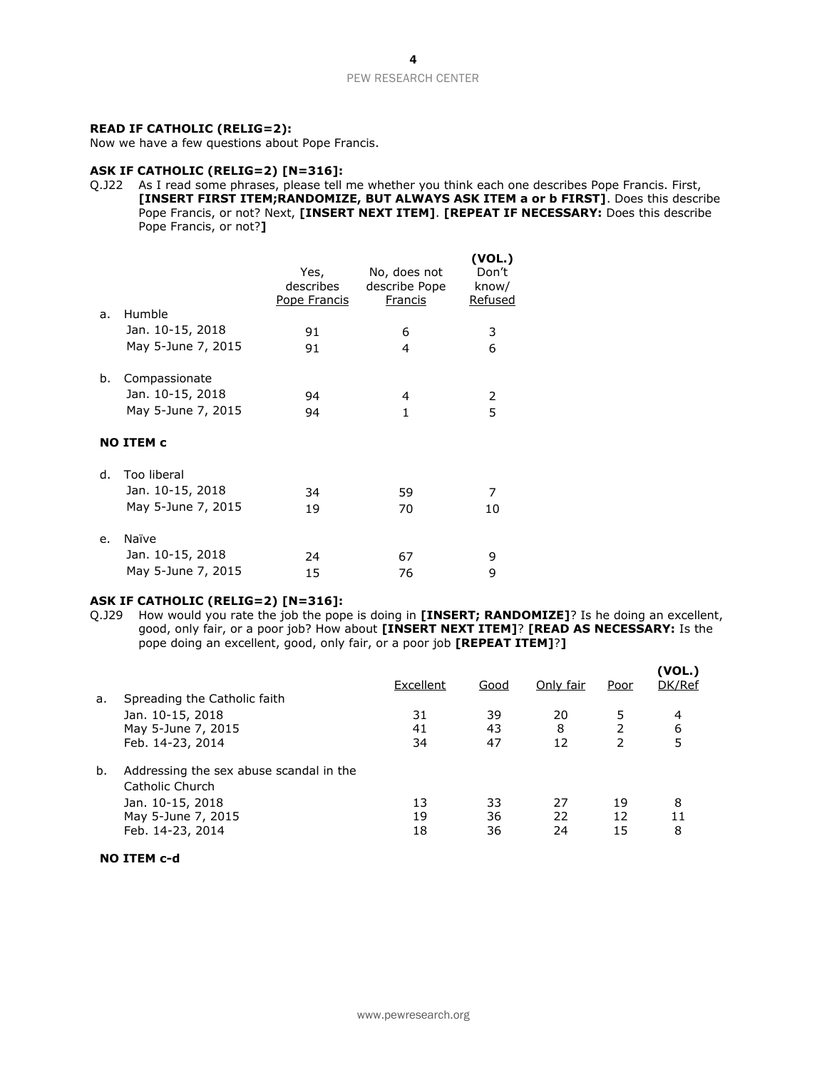**READ IF CATHOLIC (RELIG=2):**
Now we have a few questions about Pope Francis.

**ASK IF CATHOLIC (RELIG=2) [N=316]:**
Q.J22 As I read some phrases, please tell me whether you think each one describes Pope Francis. First, **[INSERT FIRST ITEM;RANDOMIZE, BUT ALWAYS ASK ITEM a or b FIRST]**. Does this describe Pope Francis, or not? Next, **[INSERT NEXT ITEM]**. **[REPEAT IF NECESSARY:** Does this describe Pope Francis, or not?**]**

| | Yes, describes Pope Francis | No, does not describe Pope Francis | (VOL.) Don't know/ Refused |
|---|---|---|---|
| a. Humble | | | |
| Jan. 10-15, 2018 | 91 | 6 | 3 |
| May 5-June 7, 2015 | 91 | 4 | 6 |
| b. Compassionate | | | |
| Jan. 10-15, 2018 | 94 | 4 | 2 |
| May 5-June 7, 2015 | 94 | 1 | 5 |
| **NO ITEM c** | | | |
| d. Too liberal | | | |
| Jan. 10-15, 2018 | 34 | 59 | 7 |
| May 5-June 7, 2015 | 19 | 70 | 10 |
| e. Naïve | | | |
| Jan. 10-15, 2018 | 24 | 67 | 9 |
| May 5-June 7, 2015 | 15 | 76 | 9 |

**ASK IF CATHOLIC (RELIG=2) [N=316]:**
Q.J29 How would you rate the job the pope is doing in **[INSERT; RANDOMIZE]**? Is he doing an excellent, good, only fair, or a poor job? How about **[INSERT NEXT ITEM]**? **[READ AS NECESSARY:** Is the pope doing an excellent, good, only fair, or a poor job **[REPEAT ITEM]**?**]**

| | Excellent | Good | Only fair | Poor | (VOL.) DK/Ref |
|---|---|---|---|---|---|
| a. Spreading the Catholic faith | | | | | |
| Jan. 10-15, 2018 | 31 | 39 | 20 | 5 | 4 |
| May 5-June 7, 2015 | 41 | 43 | 8 | 2 | 6 |
| Feb. 14-23, 2014 | 34 | 47 | 12 | 2 | 5 |
| b. Addressing the sex abuse scandal in the Catholic Church | | | | | |
| Jan. 10-15, 2018 | 13 | 33 | 27 | 19 | 8 |
| May 5-June 7, 2015 | 19 | 36 | 22 | 12 | 11 |
| Feb. 14-23, 2014 | 18 | 36 | 24 | 15 | 8 |

**NO ITEM c-d**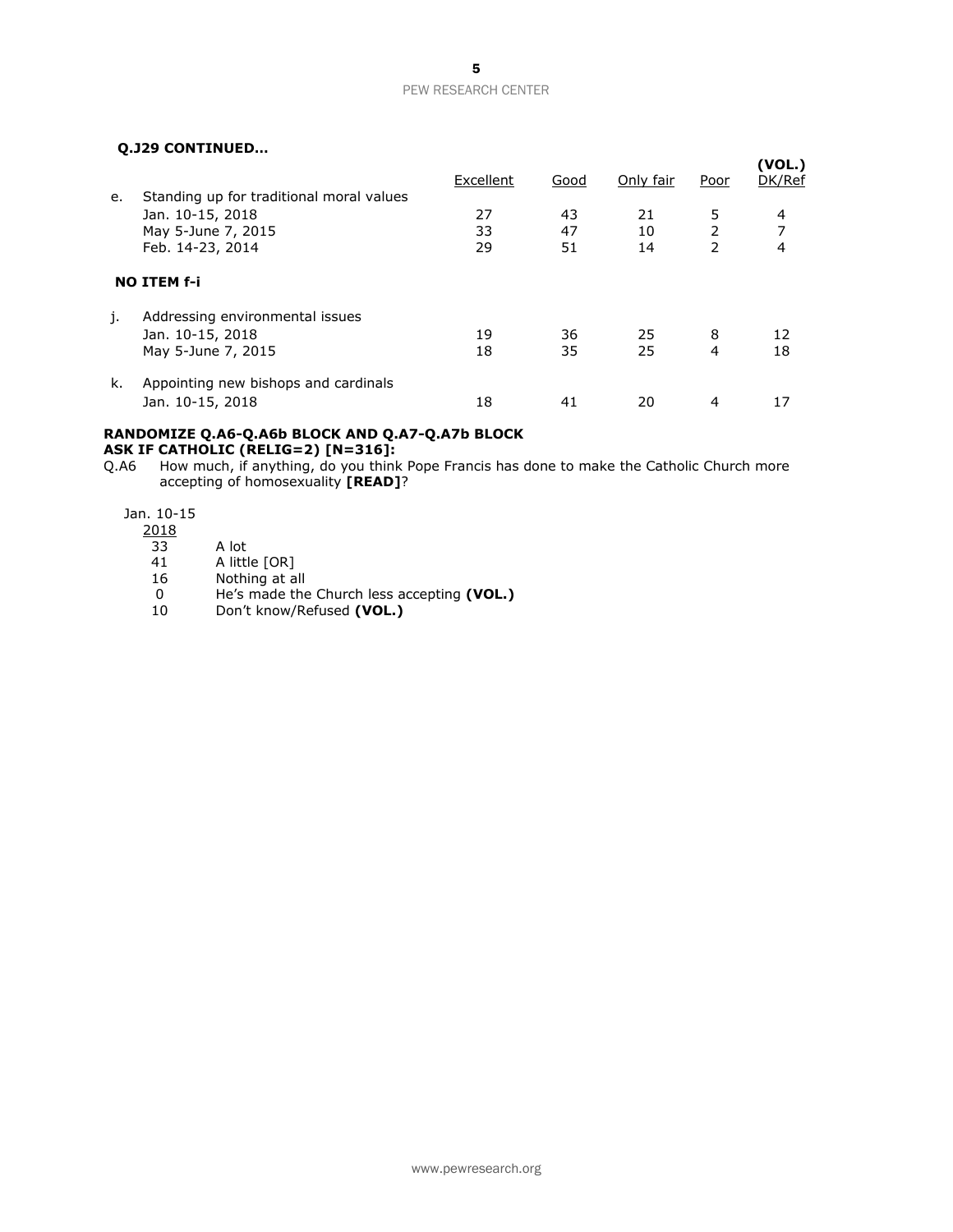**Q.J29 CONTINUED…**

| | | Excellent | Good | Only fair | Poor | (VOL.) DK/Ref |
|---|---|---|---|---|---|---|
| e. | Standing up for traditional moral values | | | | | |
| | Jan. 10-15, 2018 | 27 | 43 | 21 | 5 | 4 |
| | May 5-June 7, 2015 | 33 | 47 | 10 | 2 | 7 |
| | Feb. 14-23, 2014 | 29 | 51 | 14 | 2 | 4 |
| | **NO ITEM f-i** | | | | | |
| j. | Addressing environmental issues | | | | | |
| | Jan. 10-15, 2018 | 19 | 36 | 25 | 8 | 12 |
| | May 5-June 7, 2015 | 18 | 35 | 25 | 4 | 18 |
| k. | Appointing new bishops and cardinals | | | | | |
| | Jan. 10-15, 2018 | 18 | 41 | 20 | 4 | 17 |

**RANDOMIZE Q.A6-Q.A6b BLOCK AND Q.A7-Q.A7b BLOCK**
**ASK IF CATHOLIC (RELIG=2) [N=316]:**

Q.A6 How much, if anything, do you think Pope Francis has done to make the Catholic Church more accepting of homosexuality **[READ]**?

| Jan. 10-15 2018 | |
|---|---|
| 33 | A lot |
| 41 | A little [OR] |
| 16 | Nothing at all |
| 0 | He's made the Church less accepting **(VOL.)** |
| 10 | Don't know/Refused **(VOL.)** |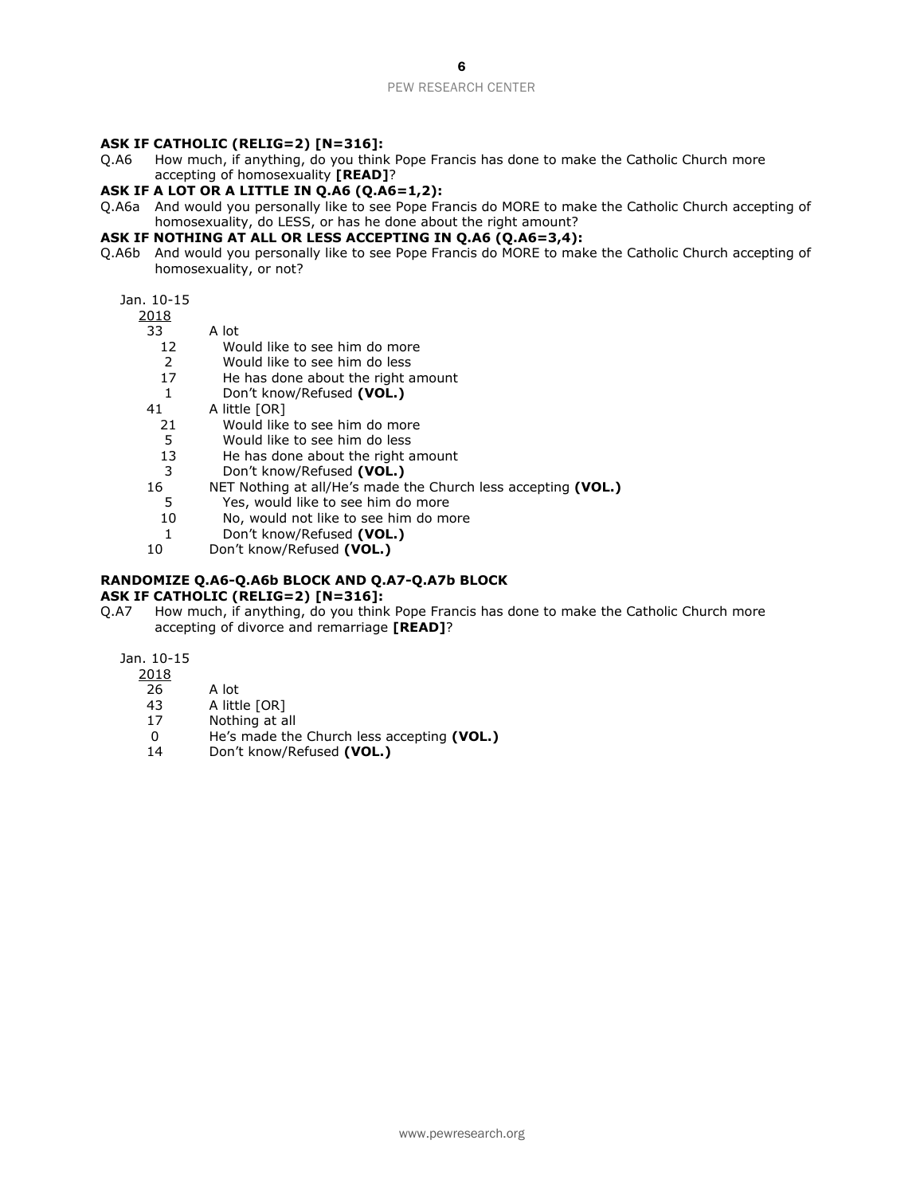**ASK IF CATHOLIC (RELIG=2) [N=316]:**

Q.A6 How much, if anything, do you think Pope Francis has done to make the Catholic Church more accepting of homosexuality **[READ]**?

**ASK IF A LOT OR A LITTLE IN Q.A6 (Q.A6=1,2):**

Q.A6a And would you personally like to see Pope Francis do MORE to make the Catholic Church accepting of homosexuality, do LESS, or has he done about the right amount?

**ASK IF NOTHING AT ALL OR LESS ACCEPTING IN Q.A6 (Q.A6=3,4):**

Q.A6b And would you personally like to see Pope Francis do MORE to make the Catholic Church accepting of homosexuality, or not?

| Jan. 10-15 2018 | |
|---|---|
| 33 | A lot |
| 12 | Would like to see him do more |
| 2 | Would like to see him do less |
| 17 | He has done about the right amount |
| 1 | Don't know/Refused **(VOL.)** |
| 41 | A little [OR] |
| 21 | Would like to see him do more |
| 5 | Would like to see him do less |
| 13 | He has done about the right amount |
| 3 | Don't know/Refused **(VOL.)** |
| 16 | NET Nothing at all/He's made the Church less accepting **(VOL.)** |
| 5 | Yes, would like to see him do more |
| 10 | No, would not like to see him do more |
| 1 | Don't know/Refused **(VOL.)** |
| 10 | Don't know/Refused **(VOL.)** |

**RANDOMIZE Q.A6-Q.A6b BLOCK AND Q.A7-Q.A7b BLOCK**

**ASK IF CATHOLIC (RELIG=2) [N=316]:**

Q.A7 How much, if anything, do you think Pope Francis has done to make the Catholic Church more accepting of divorce and remarriage **[READ]**?

| Jan. 10-15 2018 | |
|---|---|
| 26 | A lot |
| 43 | A little [OR] |
| 17 | Nothing at all |
| 0 | He's made the Church less accepting **(VOL.)** |
| 14 | Don't know/Refused **(VOL.)** |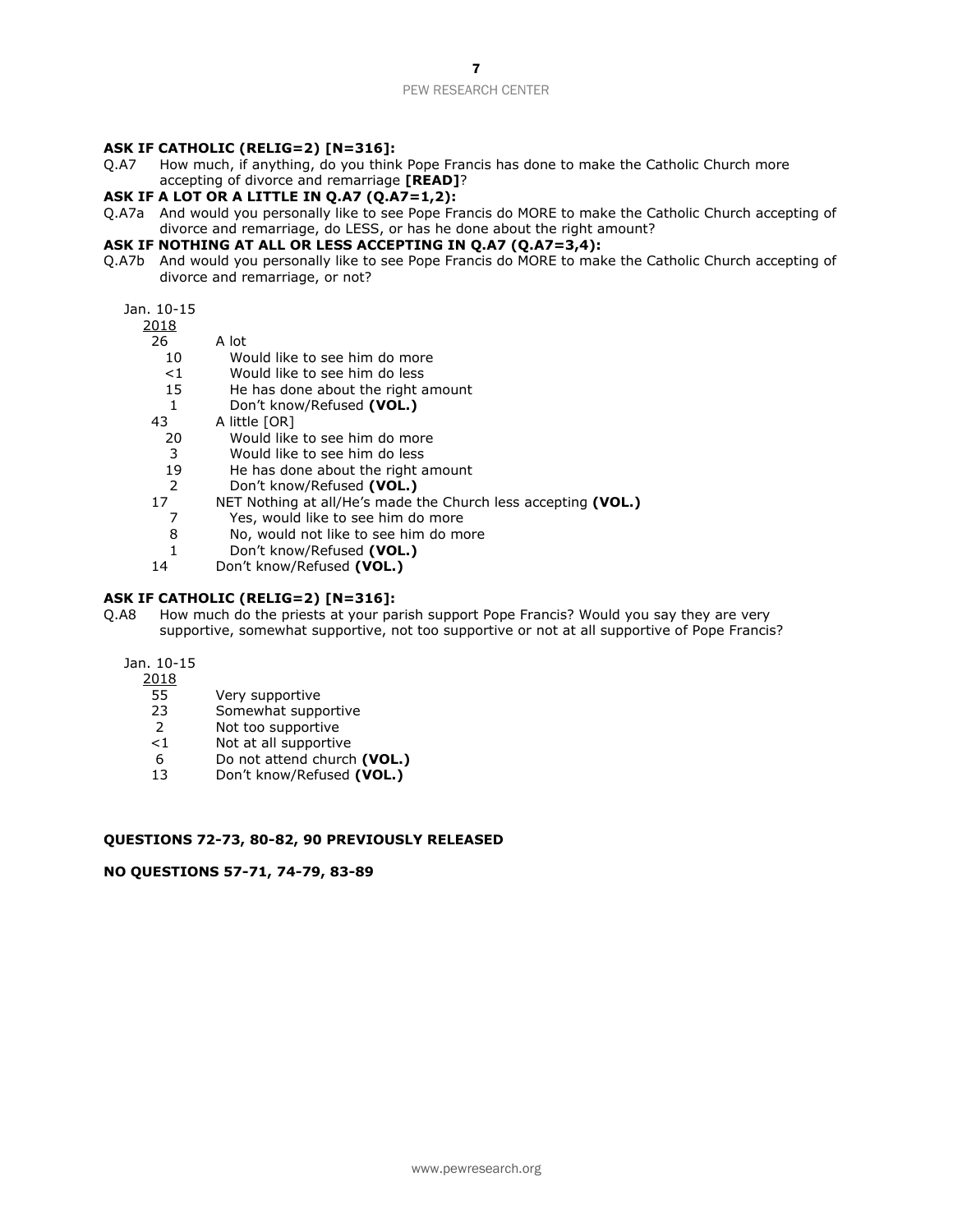**ASK IF CATHOLIC (RELIG=2) [N=316]:**

Q.A7 How much, if anything, do you think Pope Francis has done to make the Catholic Church more accepting of divorce and remarriage **[READ]**?

**ASK IF A LOT OR A LITTLE IN Q.A7 (Q.A7=1,2):**

Q.A7a And would you personally like to see Pope Francis do MORE to make the Catholic Church accepting of divorce and remarriage, do LESS, or has he done about the right amount?

**ASK IF NOTHING AT ALL OR LESS ACCEPTING IN Q.A7 (Q.A7=3,4):**

Q.A7b And would you personally like to see Pope Francis do MORE to make the Catholic Church accepting of divorce and remarriage, or not?

| Jan. 10-15 2018 | |
|---|---|
| 26 | A lot |
| 10 | Would like to see him do more |
| <1 | Would like to see him do less |
| 15 | He has done about the right amount |
| 1 | Don't know/Refused **(VOL.)** |
| 43 | A little [OR] |
| 20 | Would like to see him do more |
| 3 | Would like to see him do less |
| 19 | He has done about the right amount |
| 2 | Don't know/Refused **(VOL.)** |
| 17 | NET Nothing at all/He's made the Church less accepting **(VOL.)** |
| 7 | Yes, would like to see him do more |
| 8 | No, would not like to see him do more |
| 1 | Don't know/Refused **(VOL.)** |
| 14 | Don't know/Refused **(VOL.)** |

**ASK IF CATHOLIC (RELIG=2) [N=316]:**

Q.A8 How much do the priests at your parish support Pope Francis? Would you say they are very supportive, somewhat supportive, not too supportive or not at all supportive of Pope Francis?

| Jan. 10-15 2018 | |
|---|---|
| 55 | Very supportive |
| 23 | Somewhat supportive |
| 2 | Not too supportive |
| <1 | Not at all supportive |
| 6 | Do not attend church **(VOL.)** |
| 13 | Don't know/Refused **(VOL.)** |

**QUESTIONS 72-73, 80-82, 90 PREVIOUSLY RELEASED**

**NO QUESTIONS 57-71, 74-79, 83-89**